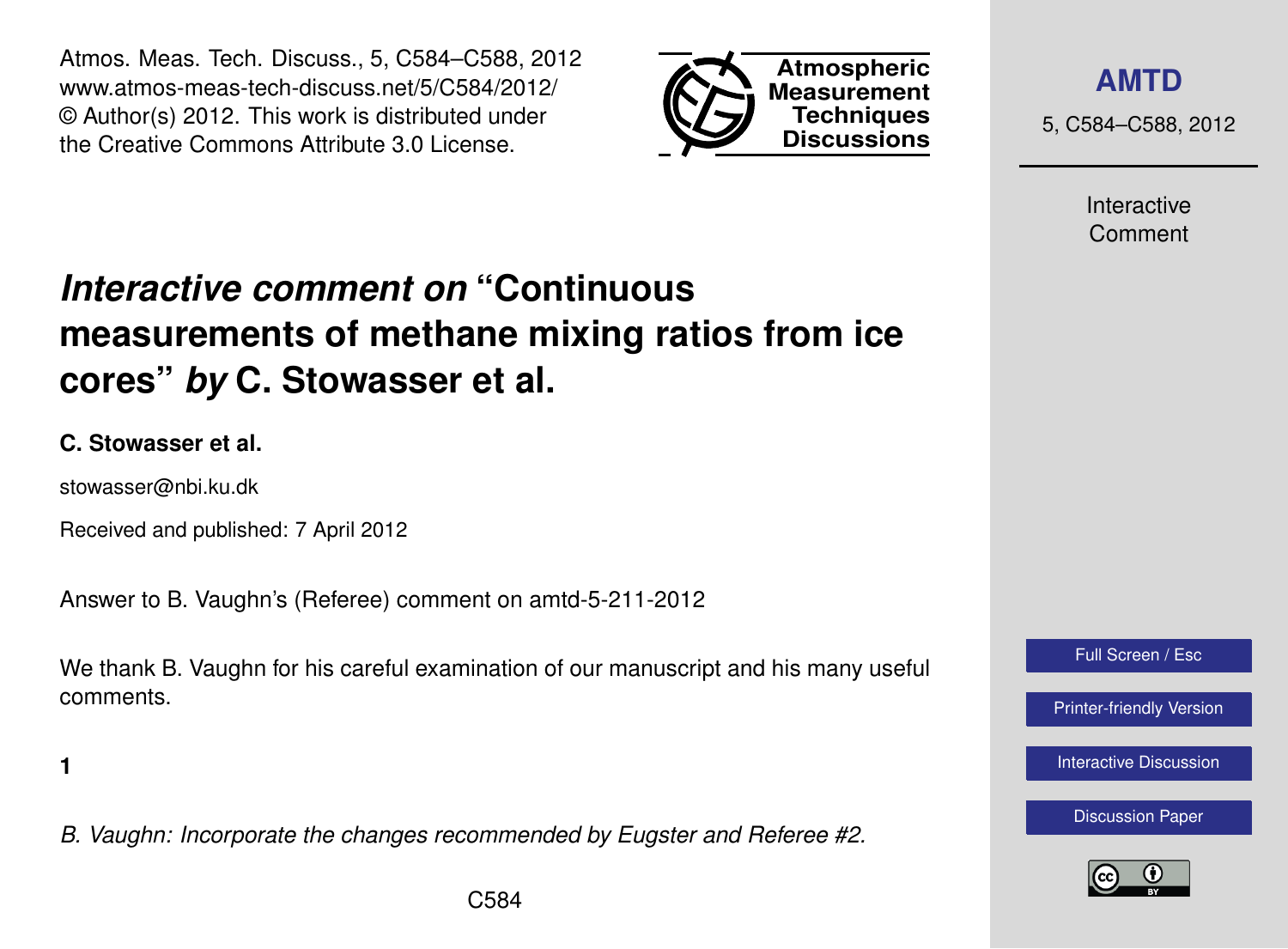# *Interactive comment on* "Continuous measurements of methane mixing ratios from ice cores" *by* C. Stowasser et al.

**C. Stowasser et al.**

stowasser@nbi.ku.dk

Received and published: 7 April 2012

Answer to B. Vaughn's (Referee) comment on amtd-5-211-2012

We thank B. Vaughn for his careful examination of our manuscript and his many useful comments.

**1**

*B. Vaughn: Incorporate the changes recommended by Eugster and Referee #2.*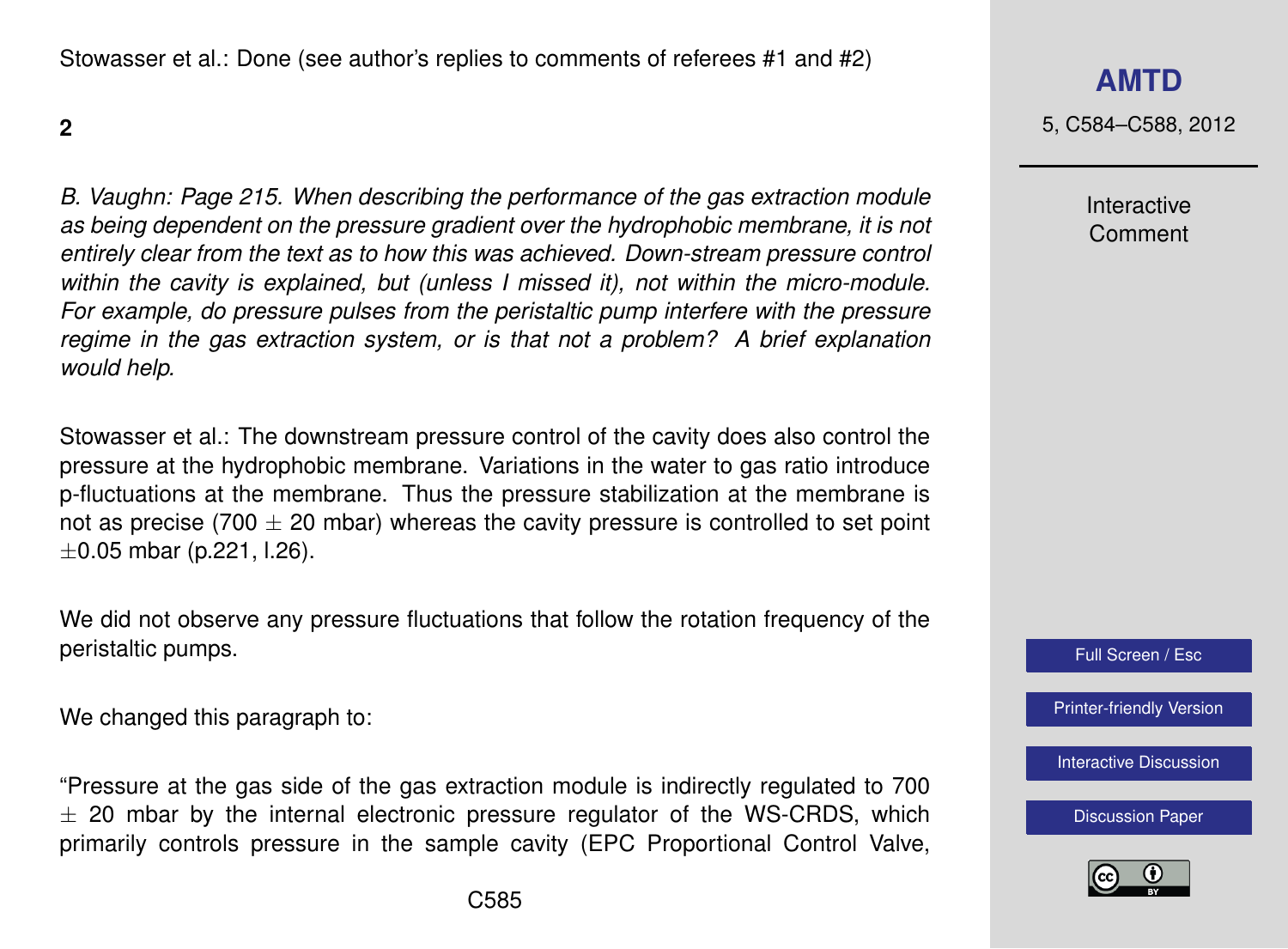Stowasser et al.: Done (see author's replies to comments of referees #1 and #2)

**2**

*B. Vaughn: Page 215. When describing the performance of the gas extraction module as being dependent on the pressure gradient over the hydrophobic membrane, it is not entirely clear from the text as to how this was achieved. Down-stream pressure control within the cavity is explained, but (unless I missed it), not within the micro-module. For example, do pressure pulses from the peristaltic pump interfere with the pressure regime in the gas extraction system, or is that not a problem? A brief explanation would help.*

Stowasser et al.: The downstream pressure control of the cavity does also control the pressure at the hydrophobic membrane. Variations in the water to gas ratio introduce p-fluctuations at the membrane. Thus the pressure stabilization at the membrane is not as precise (700 $\pm$ 20 mbar) whereas the cavity pressure is controlled to set point $\pm$0.05 mbar (p.221, l.26).

We did not observe any pressure fluctuations that follow the rotation frequency of the peristaltic pumps.

We changed this paragraph to:

"Pressure at the gas side of the gas extraction module is indirectly regulated to 700 $\pm$ 20 mbar by the internal electronic pressure regulator of the WS-CRDS, which primarily controls pressure in the sample cavity (EPC Proportional Control Valve,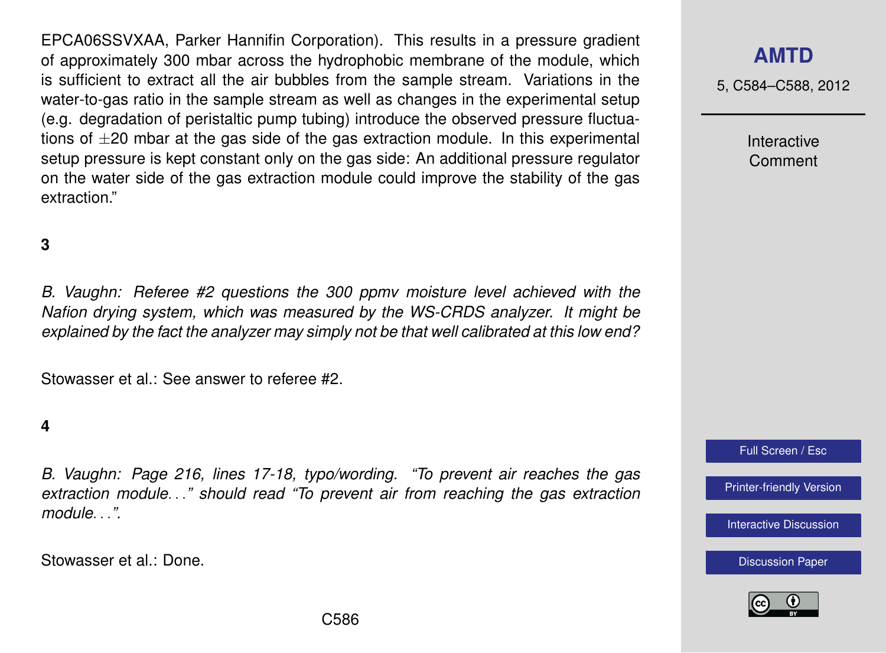EPCA06SSVXAA, Parker Hannifin Corporation). This results in a pressure gradient of approximately 300 mbar across the hydrophobic membrane of the module, which is sufficient to extract all the air bubbles from the sample stream. Variations in the water-to-gas ratio in the sample stream as well as changes in the experimental setup (e.g. degradation of peristaltic pump tubing) introduce the observed pressure fluctuations of $\pm$20 mbar at the gas side of the gas extraction module. In this experimental setup pressure is kept constant only on the gas side: An additional pressure regulator on the water side of the gas extraction module could improve the stability of the gas extraction."

**3**

*B. Vaughn: Referee #2 questions the 300 ppmv moisture level achieved with the Nafion drying system, which was measured by the WS-CRDS analyzer. It might be explained by the fact the analyzer may simply not be that well calibrated at this low end?*

Stowasser et al.: See answer to referee #2.

**4**

*B. Vaughn: Page 216, lines 17-18, typo/wording. "To prevent air reaches the gas extraction module..." should read "To prevent air from reaching the gas extraction module...".*

Stowasser et al.: Done.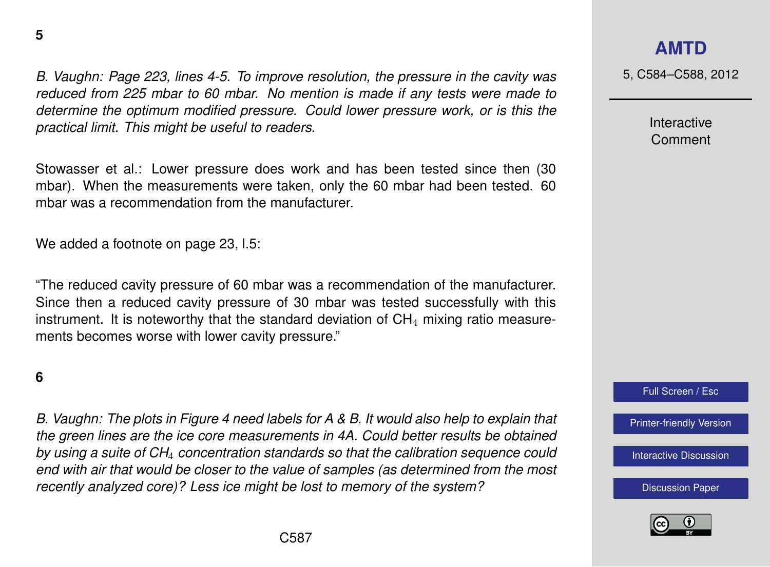**5**

*B. Vaughn: Page 223, lines 4-5. To improve resolution, the pressure in the cavity was reduced from 225 mbar to 60 mbar. No mention is made if any tests were made to determine the optimum modified pressure. Could lower pressure work, or is this the practical limit. This might be useful to readers.*

Stowasser et al.: Lower pressure does work and has been tested since then (30 mbar). When the measurements were taken, only the 60 mbar had been tested. 60 mbar was a recommendation from the manufacturer.

We added a footnote on page 23, l.5:

"The reduced cavity pressure of 60 mbar was a recommendation of the manufacturer. Since then a reduced cavity pressure of 30 mbar was tested successfully with this instrument. It is noteworthy that the standard deviation of $CH_4$ mixing ratio measurements becomes worse with lower cavity pressure."

**6**

*B. Vaughn: The plots in Figure 4 need labels for A & B. It would also help to explain that the green lines are the ice core measurements in 4A. Could better results be obtained by using a suite of $CH_4$ concentration standards so that the calibration sequence could end with air that would be closer to the value of samples (as determined from the most recently analyzed core)? Less ice might be lost to memory of the system?*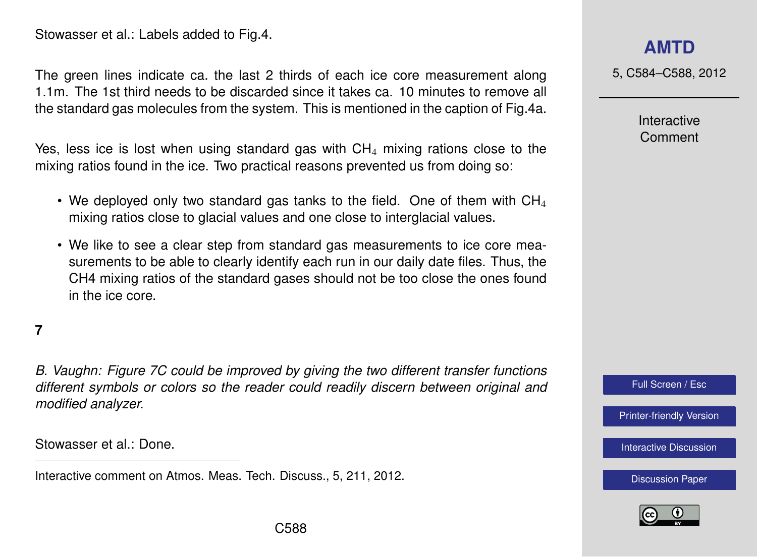Stowasser et al.: Labels added to Fig.4.

The green lines indicate ca. the last 2 thirds of each ice core measurement along 1.1m. The 1st third needs to be discarded since it takes ca. 10 minutes to remove all the standard gas molecules from the system. This is mentioned in the caption of Fig.4a.

Yes, less ice is lost when using standard gas with $CH_4$ mixing rations close to the mixing ratios found in the ice. Two practical reasons prevented us from doing so:

- We deployed only two standard gas tanks to the field. One of them with $CH_4$ mixing ratios close to glacial values and one close to interglacial values.
- We like to see a clear step from standard gas measurements to ice core measurements to be able to clearly identify each run in our daily date files. Thus, the CH4 mixing ratios of the standard gases should not be too close the ones found in the ice core.

**7**

*B. Vaughn: Figure 7C could be improved by giving the two different transfer functions different symbols or colors so the reader could readily discern between original and modified analyzer.*

Stowasser et al.: Done.

---

Interactive comment on Atmos. Meas. Tech. Discuss., 5, 211, 2012.